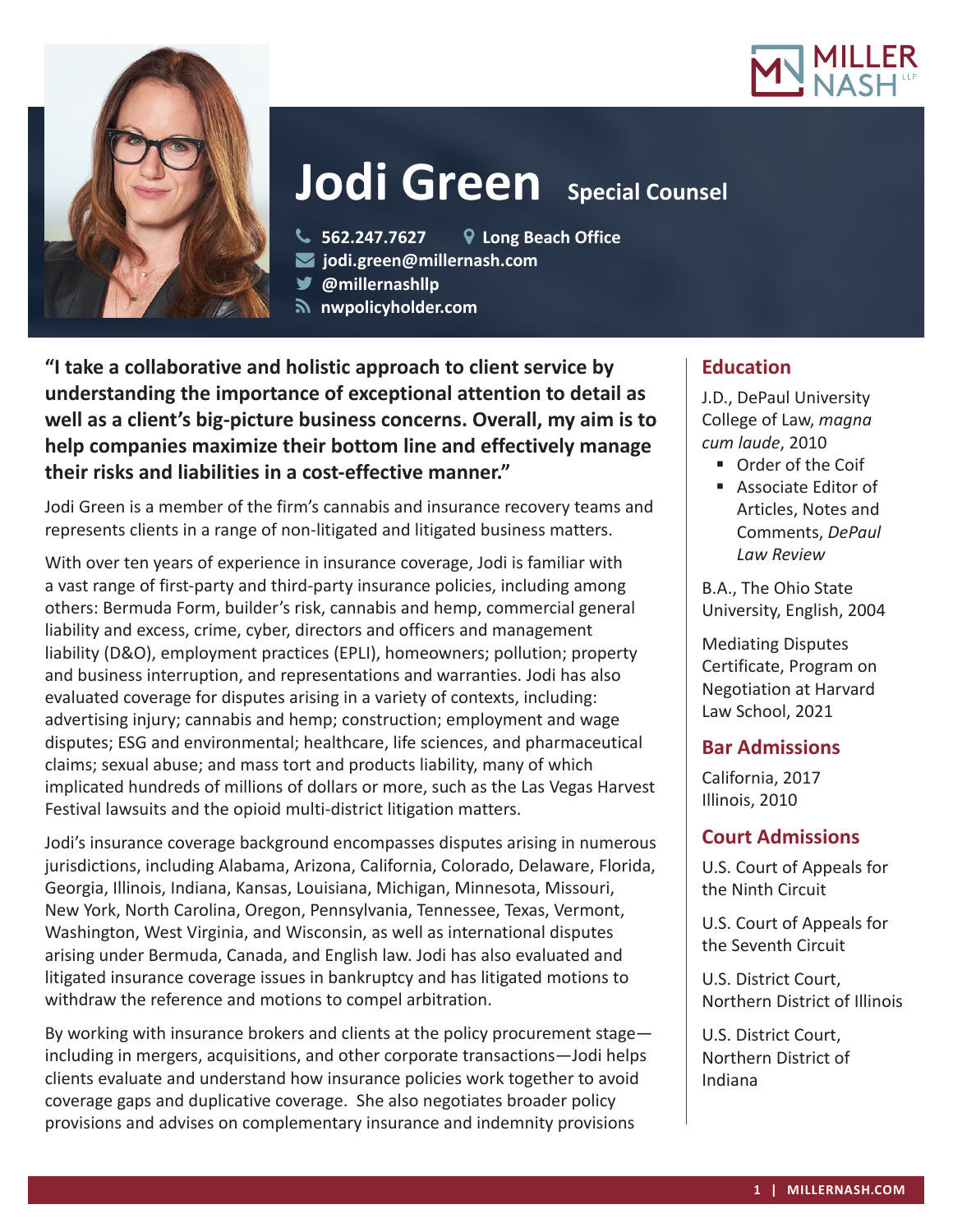# Jodi Green **Special Counsel**

562.247.7627 | Long Beach Office
jodi.green@millernash.com
@millernashllp
nwpolicyholder.com

**"I take a collaborative and holistic approach to client service by understanding the importance of exceptional attention to detail as well as a client's big-picture business concerns. Overall, my aim is to help companies maximize their bottom line and effectively manage their risks and liabilities in a cost-effective manner."**

Jodi Green is a member of the firm's cannabis and insurance recovery teams and represents clients in a range of non-litigated and litigated business matters.

With over ten years of experience in insurance coverage, Jodi is familiar with a vast range of first-party and third-party insurance policies, including among others: Bermuda Form, builder's risk, cannabis and hemp, commercial general liability and excess, crime, cyber, directors and officers and management liability (D&O), employment practices (EPLI), homeowners; pollution; property and business interruption, and representations and warranties. Jodi has also evaluated coverage for disputes arising in a variety of contexts, including: advertising injury; cannabis and hemp; construction; employment and wage disputes; ESG and environmental; healthcare, life sciences, and pharmaceutical claims; sexual abuse; and mass tort and products liability, many of which implicated hundreds of millions of dollars or more, such as the Las Vegas Harvest Festival lawsuits and the opioid multi-district litigation matters.

Jodi's insurance coverage background encompasses disputes arising in numerous jurisdictions, including Alabama, Arizona, California, Colorado, Delaware, Florida, Georgia, Illinois, Indiana, Kansas, Louisiana, Michigan, Minnesota, Missouri, New York, North Carolina, Oregon, Pennsylvania, Tennessee, Texas, Vermont, Washington, West Virginia, and Wisconsin, as well as international disputes arising under Bermuda, Canada, and English law. Jodi has also evaluated and litigated insurance coverage issues in bankruptcy and has litigated motions to withdraw the reference and motions to compel arbitration.

By working with insurance brokers and clients at the policy procurement stage—including in mergers, acquisitions, and other corporate transactions—Jodi helps clients evaluate and understand how insurance policies work together to avoid coverage gaps and duplicative coverage. She also negotiates broader policy provisions and advises on complementary insurance and indemnity provisions

## Education

J.D., DePaul University College of Law, *magna cum laude*, 2010

- Order of the Coif
- Associate Editor of Articles, Notes and Comments, *DePaul Law Review*

B.A., The Ohio State University, English, 2004

Mediating Disputes Certificate, Program on Negotiation at Harvard Law School, 2021

## Bar Admissions

California, 2017
Illinois, 2010

## Court Admissions

U.S. Court of Appeals for the Ninth Circuit

U.S. Court of Appeals for the Seventh Circuit

U.S. District Court, Northern District of Illinois

U.S. District Court, Northern District of Indiana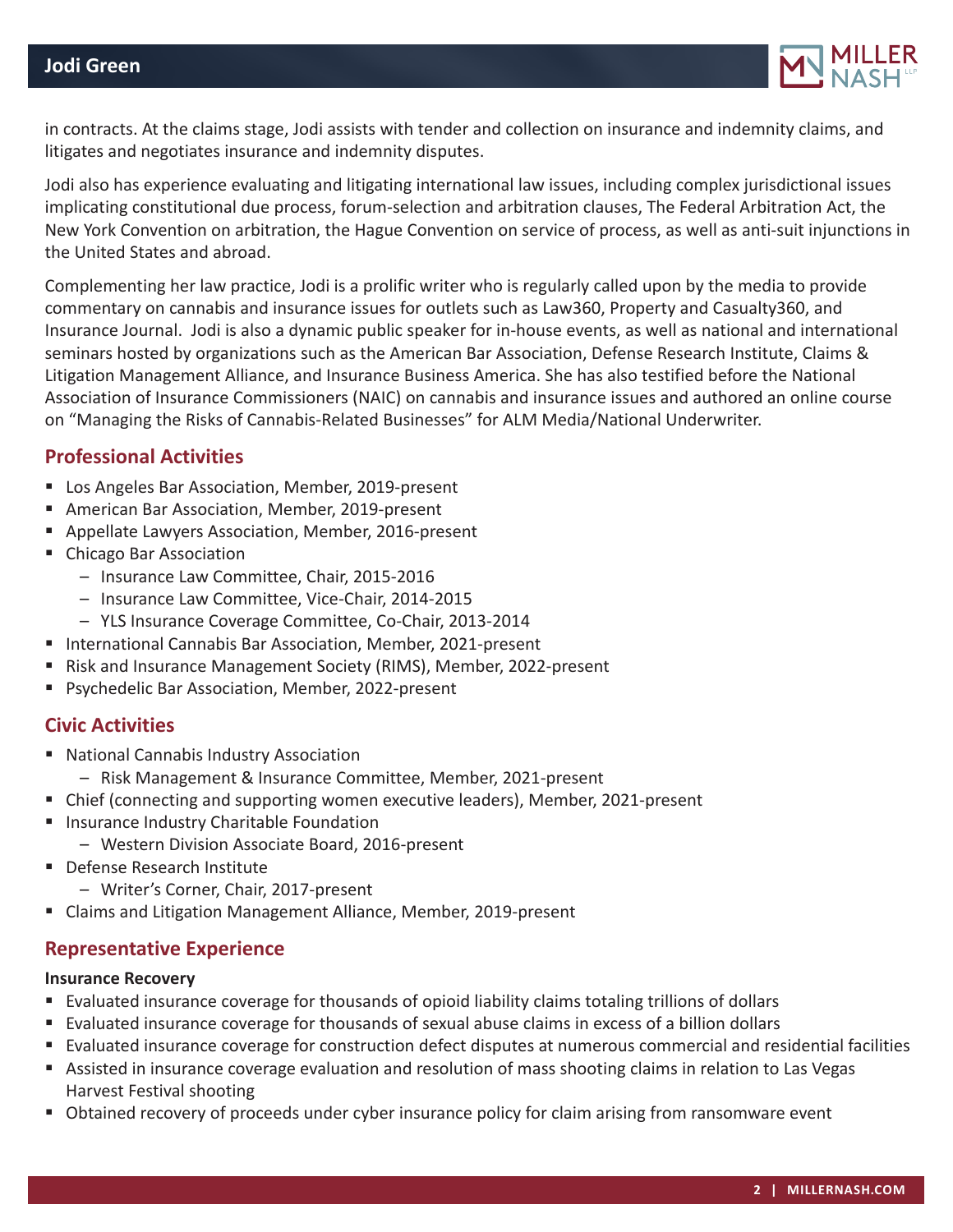in contracts. At the claims stage, Jodi assists with tender and collection on insurance and indemnity claims, and litigates and negotiates insurance and indemnity disputes.

Jodi also has experience evaluating and litigating international law issues, including complex jurisdictional issues implicating constitutional due process, forum-selection and arbitration clauses, The Federal Arbitration Act, the New York Convention on arbitration, the Hague Convention on service of process, as well as anti-suit injunctions in the United States and abroad.

Complementing her law practice, Jodi is a prolific writer who is regularly called upon by the media to provide commentary on cannabis and insurance issues for outlets such as Law360, Property and Casualty360, and Insurance Journal. Jodi is also a dynamic public speaker for in-house events, as well as national and international seminars hosted by organizations such as the American Bar Association, Defense Research Institute, Claims & Litigation Management Alliance, and Insurance Business America. She has also testified before the National Association of Insurance Commissioners (NAIC) on cannabis and insurance issues and authored an online course on "Managing the Risks of Cannabis-Related Businesses" for ALM Media/National Underwriter.

## Professional Activities

- Los Angeles Bar Association, Member, 2019-present
- American Bar Association, Member, 2019-present
- Appellate Lawyers Association, Member, 2016-present
- Chicago Bar Association
  - Insurance Law Committee, Chair, 2015-2016
  - Insurance Law Committee, Vice-Chair, 2014-2015
  - YLS Insurance Coverage Committee, Co-Chair, 2013-2014
- International Cannabis Bar Association, Member, 2021-present
- Risk and Insurance Management Society (RIMS), Member, 2022-present
- Psychedelic Bar Association, Member, 2022-present

## Civic Activities

- National Cannabis Industry Association
  - Risk Management & Insurance Committee, Member, 2021-present
- Chief (connecting and supporting women executive leaders), Member, 2021-present
- Insurance Industry Charitable Foundation
  - Western Division Associate Board, 2016-present
- Defense Research Institute
  - Writer's Corner, Chair, 2017-present
- Claims and Litigation Management Alliance, Member, 2019-present

## Representative Experience

**Insurance Recovery**

- Evaluated insurance coverage for thousands of opioid liability claims totaling trillions of dollars
- Evaluated insurance coverage for thousands of sexual abuse claims in excess of a billion dollars
- Evaluated insurance coverage for construction defect disputes at numerous commercial and residential facilities
- Assisted in insurance coverage evaluation and resolution of mass shooting claims in relation to Las Vegas Harvest Festival shooting
- Obtained recovery of proceeds under cyber insurance policy for claim arising from ransomware event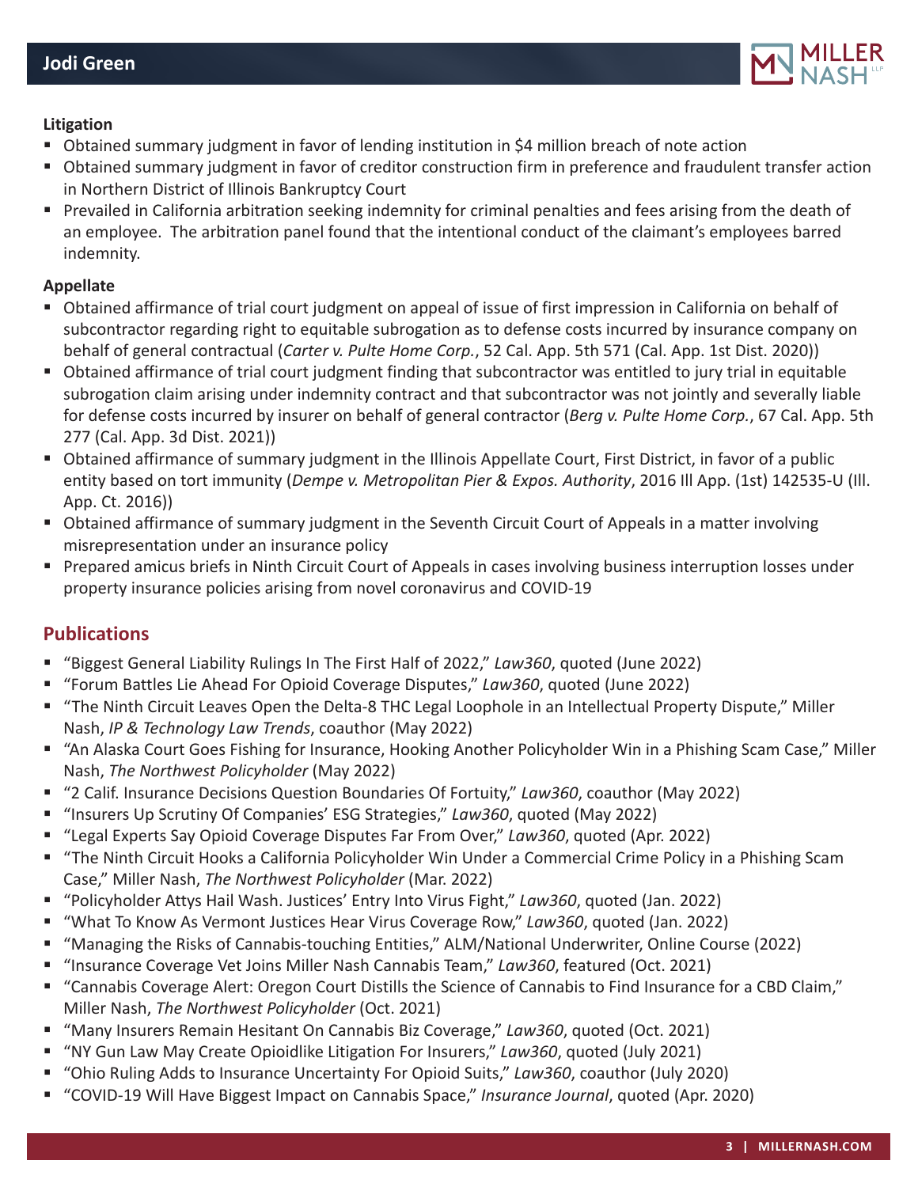**Litigation**

- Obtained summary judgment in favor of lending institution in $4 million breach of note action
- Obtained summary judgment in favor of creditor construction firm in preference and fraudulent transfer action in Northern District of Illinois Bankruptcy Court
- Prevailed in California arbitration seeking indemnity for criminal penalties and fees arising from the death of an employee. The arbitration panel found that the intentional conduct of the claimant's employees barred indemnity.

**Appellate**

- Obtained affirmance of trial court judgment on appeal of issue of first impression in California on behalf of subcontractor regarding right to equitable subrogation as to defense costs incurred by insurance company on behalf of general contractual (*Carter v. Pulte Home Corp.*, 52 Cal. App. 5th 571 (Cal. App. 1st Dist. 2020))
- Obtained affirmance of trial court judgment finding that subcontractor was entitled to jury trial in equitable subrogation claim arising under indemnity contract and that subcontractor was not jointly and severally liable for defense costs incurred by insurer on behalf of general contractor (*Berg v. Pulte Home Corp.*, 67 Cal. App. 5th 277 (Cal. App. 3d Dist. 2021))
- Obtained affirmance of summary judgment in the Illinois Appellate Court, First District, in favor of a public entity based on tort immunity (*Dempe v. Metropolitan Pier & Expos. Authority*, 2016 Ill App. (1st) 142535-U (Ill. App. Ct. 2016))
- Obtained affirmance of summary judgment in the Seventh Circuit Court of Appeals in a matter involving misrepresentation under an insurance policy
- Prepared amicus briefs in Ninth Circuit Court of Appeals in cases involving business interruption losses under property insurance policies arising from novel coronavirus and COVID-19

## Publications

- "Biggest General Liability Rulings In The First Half of 2022," *Law360*, quoted (June 2022)
- "Forum Battles Lie Ahead For Opioid Coverage Disputes," *Law360*, quoted (June 2022)
- "The Ninth Circuit Leaves Open the Delta-8 THC Legal Loophole in an Intellectual Property Dispute," Miller Nash, *IP & Technology Law Trends*, coauthor (May 2022)
- "An Alaska Court Goes Fishing for Insurance, Hooking Another Policyholder Win in a Phishing Scam Case," Miller Nash, *The Northwest Policyholder* (May 2022)
- "2 Calif. Insurance Decisions Question Boundaries Of Fortuity," *Law360*, coauthor (May 2022)
- "Insurers Up Scrutiny Of Companies' ESG Strategies," *Law360*, quoted (May 2022)
- "Legal Experts Say Opioid Coverage Disputes Far From Over," *Law360*, quoted (Apr. 2022)
- "The Ninth Circuit Hooks a California Policyholder Win Under a Commercial Crime Policy in a Phishing Scam Case," Miller Nash, *The Northwest Policyholder* (Mar. 2022)
- "Policyholder Attys Hail Wash. Justices' Entry Into Virus Fight," *Law360*, quoted (Jan. 2022)
- "What To Know As Vermont Justices Hear Virus Coverage Row," *Law360*, quoted (Jan. 2022)
- "Managing the Risks of Cannabis-touching Entities," ALM/National Underwriter, Online Course (2022)
- "Insurance Coverage Vet Joins Miller Nash Cannabis Team," *Law360*, featured (Oct. 2021)
- "Cannabis Coverage Alert: Oregon Court Distills the Science of Cannabis to Find Insurance for a CBD Claim," Miller Nash, *The Northwest Policyholder* (Oct. 2021)
- "Many Insurers Remain Hesitant On Cannabis Biz Coverage," *Law360*, quoted (Oct. 2021)
- "NY Gun Law May Create Opioidlike Litigation For Insurers," *Law360*, quoted (July 2021)
- "Ohio Ruling Adds to Insurance Uncertainty For Opioid Suits," *Law360*, coauthor (July 2020)
- "COVID-19 Will Have Biggest Impact on Cannabis Space," *Insurance Journal*, quoted (Apr. 2020)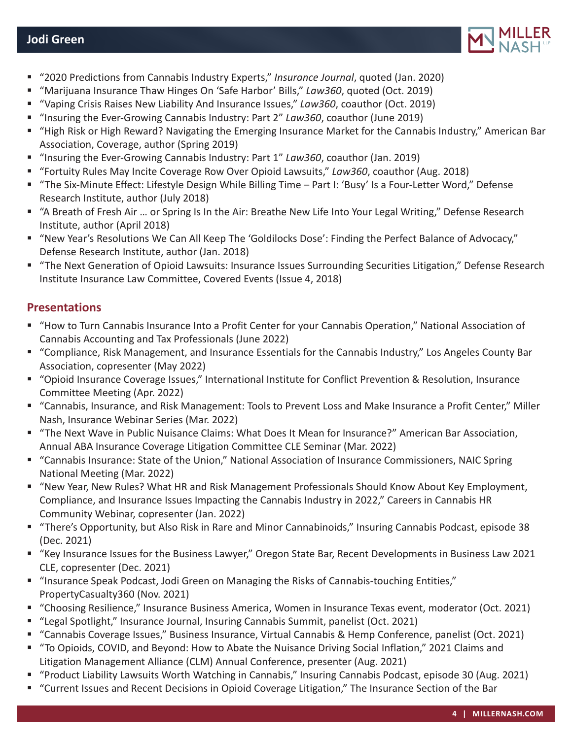- "2020 Predictions from Cannabis Industry Experts," *Insurance Journal*, quoted (Jan. 2020)
- "Marijuana Insurance Thaw Hinges On 'Safe Harbor' Bills," *Law360*, quoted (Oct. 2019)
- "Vaping Crisis Raises New Liability And Insurance Issues," *Law360*, coauthor (Oct. 2019)
- "Insuring the Ever-Growing Cannabis Industry: Part 2" *Law360*, coauthor (June 2019)
- "High Risk or High Reward? Navigating the Emerging Insurance Market for the Cannabis Industry," American Bar Association, Coverage, author (Spring 2019)
- "Insuring the Ever-Growing Cannabis Industry: Part 1" *Law360*, coauthor (Jan. 2019)
- "Fortuity Rules May Incite Coverage Row Over Opioid Lawsuits," *Law360*, coauthor (Aug. 2018)
- "The Six-Minute Effect: Lifestyle Design While Billing Time – Part I: 'Busy' Is a Four-Letter Word," Defense Research Institute, author (July 2018)
- "A Breath of Fresh Air … or Spring Is In the Air: Breathe New Life Into Your Legal Writing," Defense Research Institute, author (April 2018)
- "New Year's Resolutions We Can All Keep The 'Goldilocks Dose': Finding the Perfect Balance of Advocacy," Defense Research Institute, author (Jan. 2018)
- "The Next Generation of Opioid Lawsuits: Insurance Issues Surrounding Securities Litigation," Defense Research Institute Insurance Law Committee, Covered Events (Issue 4, 2018)

## Presentations

- "How to Turn Cannabis Insurance Into a Profit Center for your Cannabis Operation," National Association of Cannabis Accounting and Tax Professionals (June 2022)
- "Compliance, Risk Management, and Insurance Essentials for the Cannabis Industry," Los Angeles County Bar Association, copresenter (May 2022)
- "Opioid Insurance Coverage Issues," International Institute for Conflict Prevention & Resolution, Insurance Committee Meeting (Apr. 2022)
- "Cannabis, Insurance, and Risk Management: Tools to Prevent Loss and Make Insurance a Profit Center," Miller Nash, Insurance Webinar Series (Mar. 2022)
- "The Next Wave in Public Nuisance Claims: What Does It Mean for Insurance?" American Bar Association, Annual ABA Insurance Coverage Litigation Committee CLE Seminar (Mar. 2022)
- "Cannabis Insurance: State of the Union," National Association of Insurance Commissioners, NAIC Spring National Meeting (Mar. 2022)
- "New Year, New Rules? What HR and Risk Management Professionals Should Know About Key Employment, Compliance, and Insurance Issues Impacting the Cannabis Industry in 2022," Careers in Cannabis HR Community Webinar, copresenter (Jan. 2022)
- "There's Opportunity, but Also Risk in Rare and Minor Cannabinoids," Insuring Cannabis Podcast, episode 38 (Dec. 2021)
- "Key Insurance Issues for the Business Lawyer," Oregon State Bar, Recent Developments in Business Law 2021 CLE, copresenter (Dec. 2021)
- "Insurance Speak Podcast, Jodi Green on Managing the Risks of Cannabis-touching Entities," PropertyCasualty360 (Nov. 2021)
- "Choosing Resilience," Insurance Business America, Women in Insurance Texas event, moderator (Oct. 2021)
- "Legal Spotlight," Insurance Journal, Insuring Cannabis Summit, panelist (Oct. 2021)
- "Cannabis Coverage Issues," Business Insurance, Virtual Cannabis & Hemp Conference, panelist (Oct. 2021)
- "To Opioids, COVID, and Beyond: How to Abate the Nuisance Driving Social Inflation," 2021 Claims and Litigation Management Alliance (CLM) Annual Conference, presenter (Aug. 2021)
- "Product Liability Lawsuits Worth Watching in Cannabis," Insuring Cannabis Podcast, episode 30 (Aug. 2021)
- "Current Issues and Recent Decisions in Opioid Coverage Litigation," The Insurance Section of the Bar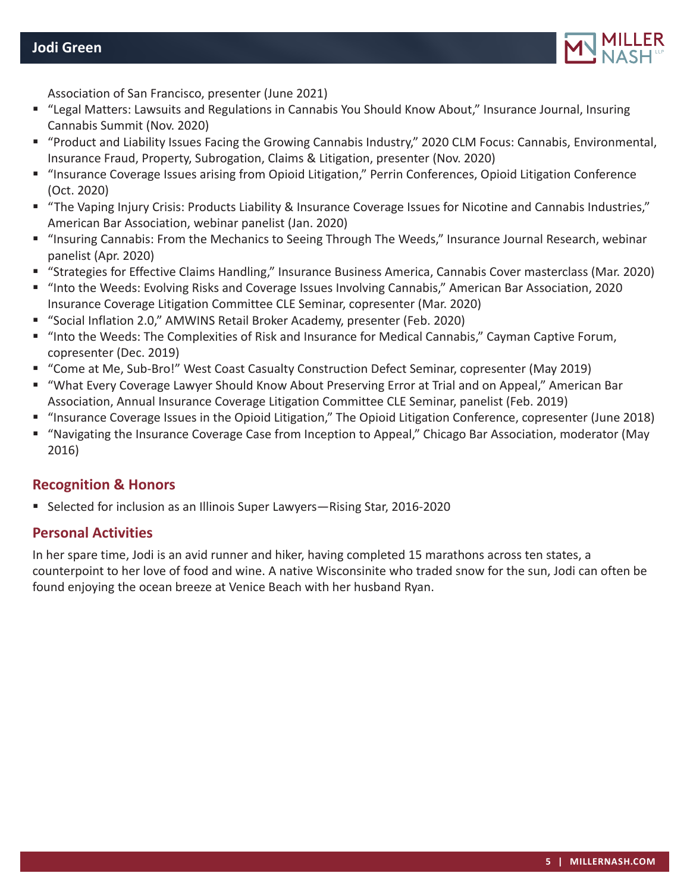Association of San Francisco, presenter (June 2021)

- "Legal Matters: Lawsuits and Regulations in Cannabis You Should Know About," Insurance Journal, Insuring Cannabis Summit (Nov. 2020)
- "Product and Liability Issues Facing the Growing Cannabis Industry," 2020 CLM Focus: Cannabis, Environmental, Insurance Fraud, Property, Subrogation, Claims & Litigation, presenter (Nov. 2020)
- "Insurance Coverage Issues arising from Opioid Litigation," Perrin Conferences, Opioid Litigation Conference (Oct. 2020)
- "The Vaping Injury Crisis: Products Liability & Insurance Coverage Issues for Nicotine and Cannabis Industries," American Bar Association, webinar panelist (Jan. 2020)
- "Insuring Cannabis: From the Mechanics to Seeing Through The Weeds," Insurance Journal Research, webinar panelist (Apr. 2020)
- "Strategies for Effective Claims Handling," Insurance Business America, Cannabis Cover masterclass (Mar. 2020)
- "Into the Weeds: Evolving Risks and Coverage Issues Involving Cannabis," American Bar Association, 2020 Insurance Coverage Litigation Committee CLE Seminar, copresenter (Mar. 2020)
- "Social Inflation 2.0," AMWINS Retail Broker Academy, presenter (Feb. 2020)
- "Into the Weeds: The Complexities of Risk and Insurance for Medical Cannabis," Cayman Captive Forum, copresenter (Dec. 2019)
- "Come at Me, Sub-Bro!" West Coast Casualty Construction Defect Seminar, copresenter (May 2019)
- "What Every Coverage Lawyer Should Know About Preserving Error at Trial and on Appeal," American Bar Association, Annual Insurance Coverage Litigation Committee CLE Seminar, panelist (Feb. 2019)
- "Insurance Coverage Issues in the Opioid Litigation," The Opioid Litigation Conference, copresenter (June 2018)
- "Navigating the Insurance Coverage Case from Inception to Appeal," Chicago Bar Association, moderator (May 2016)

## Recognition & Honors

- Selected for inclusion as an Illinois Super Lawyers—Rising Star, 2016-2020

## Personal Activities

In her spare time, Jodi is an avid runner and hiker, having completed 15 marathons across ten states, a counterpoint to her love of food and wine. A native Wisconsinite who traded snow for the sun, Jodi can often be found enjoying the ocean breeze at Venice Beach with her husband Ryan.